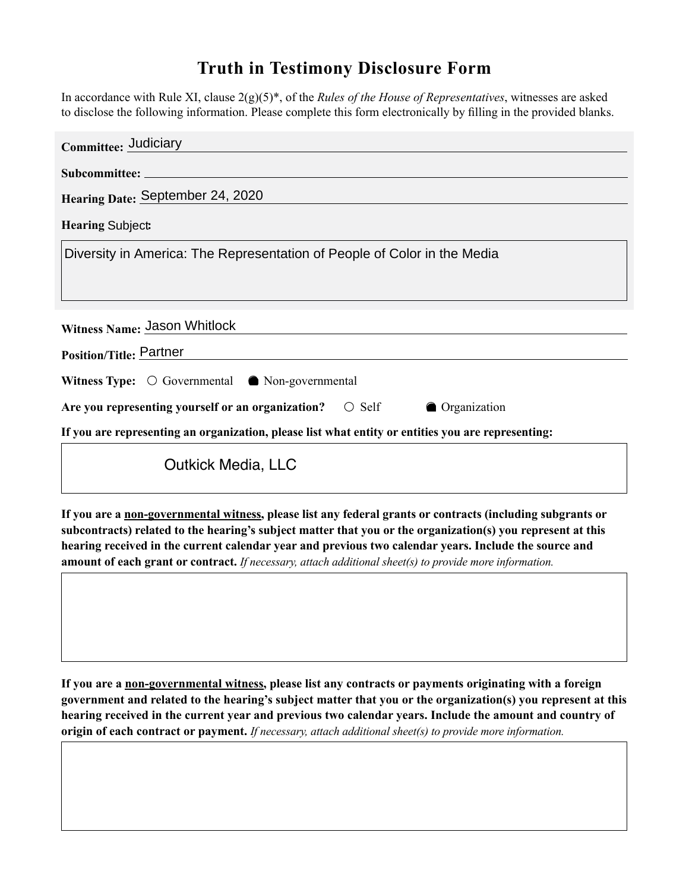# Truth in Testimony Disclosure Form

In accordance with Rule XI, clause 2(g)(5)*, of the *Rules of the House of Representatives*, witnesses are asked to disclose the following information. Please complete this form electronically by filling in the provided blanks.

**Committee:** Judiciary

**Subcommittee:**

**Hearing Date:** September 24, 2020

**Hearing Subject:**

Diversity in America: The Representation of People of Color in the Media

**Witness Name:** Jason Whitlock

**Position/Title:** Partner

**Witness Type:** ○ Governmental ● Non-governmental

**Are you representing yourself or an organization?** ○ Self ● Organization

**If you are representing an organization, please list what entity or entities you are representing:**

Outkick Media, LLC

**If you are a non-governmental witness, please list any federal grants or contracts (including subgrants or subcontracts) related to the hearing's subject matter that you or the organization(s) you represent at this hearing received in the current calendar year and previous two calendar years. Include the source and amount of each grant or contract.** *If necessary, attach additional sheet(s) to provide more information.*

**If you are a non-governmental witness, please list any contracts or payments originating with a foreign government and related to the hearing's subject matter that you or the organization(s) you represent at this hearing received in the current year and previous two calendar years. Include the amount and country of origin of each contract or payment.** *If necessary, attach additional sheet(s) to provide more information.*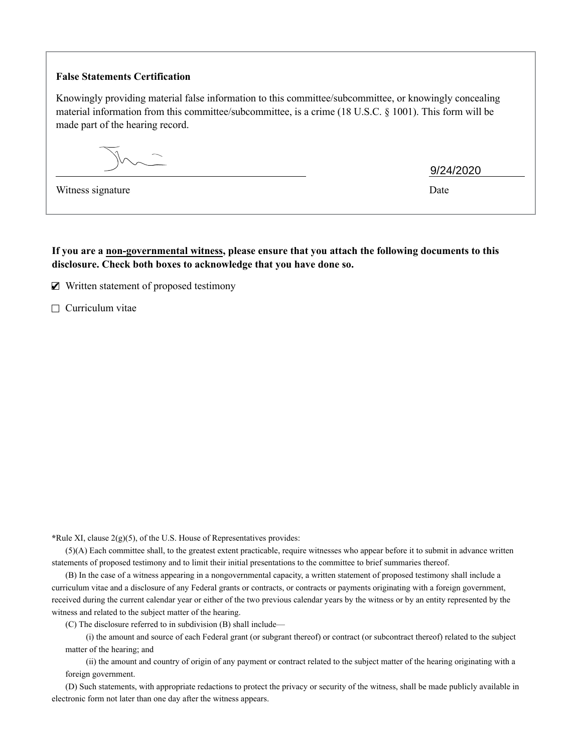**False Statements Certification**

Knowingly providing material false information to this committee/subcommittee, or knowingly concealing material information from this committee/subcommittee, is a crime (18 U.S.C. § 1001). This form will be made part of the hearing record.

Witness signature: ______________________ Date: 9/24/2020

**If you are a <u>non-governmental witness</u>, please ensure that you attach the following documents to this disclosure. Check both boxes to acknowledge that you have done so.**

- [x] Written statement of proposed testimony
- [ ] Curriculum vitae

*Rule XI, clause 2(g)(5), of the U.S. House of Representatives provides:

(5)(A) Each committee shall, to the greatest extent practicable, require witnesses who appear before it to submit in advance written statements of proposed testimony and to limit their initial presentations to the committee to brief summaries thereof.

(B) In the case of a witness appearing in a nongovernmental capacity, a written statement of proposed testimony shall include a curriculum vitae and a disclosure of any Federal grants or contracts, or contracts or payments originating with a foreign government, received during the current calendar year or either of the two previous calendar years by the witness or by an entity represented by the witness and related to the subject matter of the hearing.

(C) The disclosure referred to in subdivision (B) shall include—

(i) the amount and source of each Federal grant (or subgrant thereof) or contract (or subcontract thereof) related to the subject matter of the hearing; and

(ii) the amount and country of origin of any payment or contract related to the subject matter of the hearing originating with a foreign government.

(D) Such statements, with appropriate redactions to protect the privacy or security of the witness, shall be made publicly available in electronic form not later than one day after the witness appears.